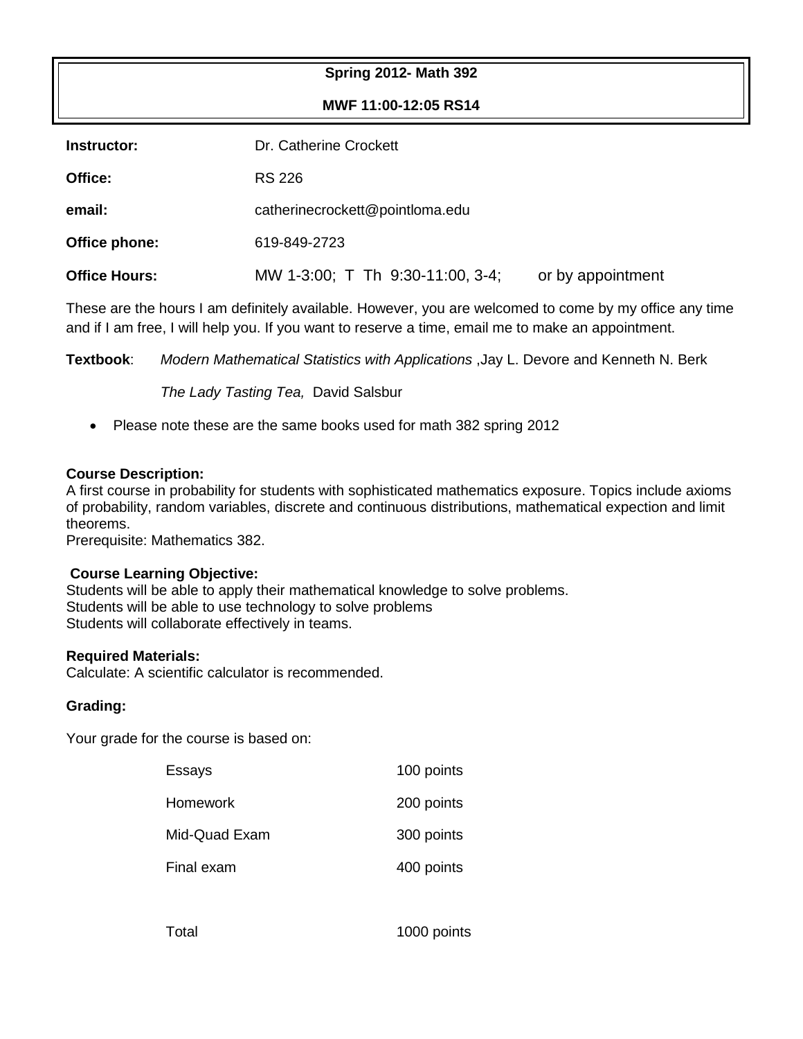**Spring 2012- Math 392**

**MWF 11:00-12:05 RS14**

| | |
|---|---|
| **Instructor:** | Dr. Catherine Crockett |
| **Office:** | RS 226 |
| **email:** | catherinecrockett@pointloma.edu |
| **Office phone:** | 619-849-2723 |
| **Office Hours:** | MW 1-3:00; T Th 9:30-11:00, 3-4; or by appointment |

These are the hours I am definitely available. However, you are welcomed to come by my office any time and if I am free, I will help you. If you want to reserve a time, email me to make an appointment.

**Textbook**: *Modern Mathematical Statistics with Applications* ,Jay L. Devore and Kenneth N. Berk

*The Lady Tasting Tea,* David Salsbur

- Please note these are the same books used for math 382 spring 2012

**Course Description:**
A first course in probability for students with sophisticated mathematics exposure. Topics include axioms of probability, random variables, discrete and continuous distributions, mathematical expection and limit theorems.
Prerequisite: Mathematics 382.

**Course Learning Objective:**
Students will be able to apply their mathematical knowledge to solve problems.
Students will be able to use technology to solve problems
Students will collaborate effectively in teams.

**Required Materials:**
Calculate: A scientific calculator is recommended.

**Grading:**

Your grade for the course is based on:

| | |
|---|---|
| Essays | 100 points |
| Homework | 200 points |
| Mid-Quad Exam | 300 points |
| Final exam | 400 points |
| | |
| Total | 1000 points |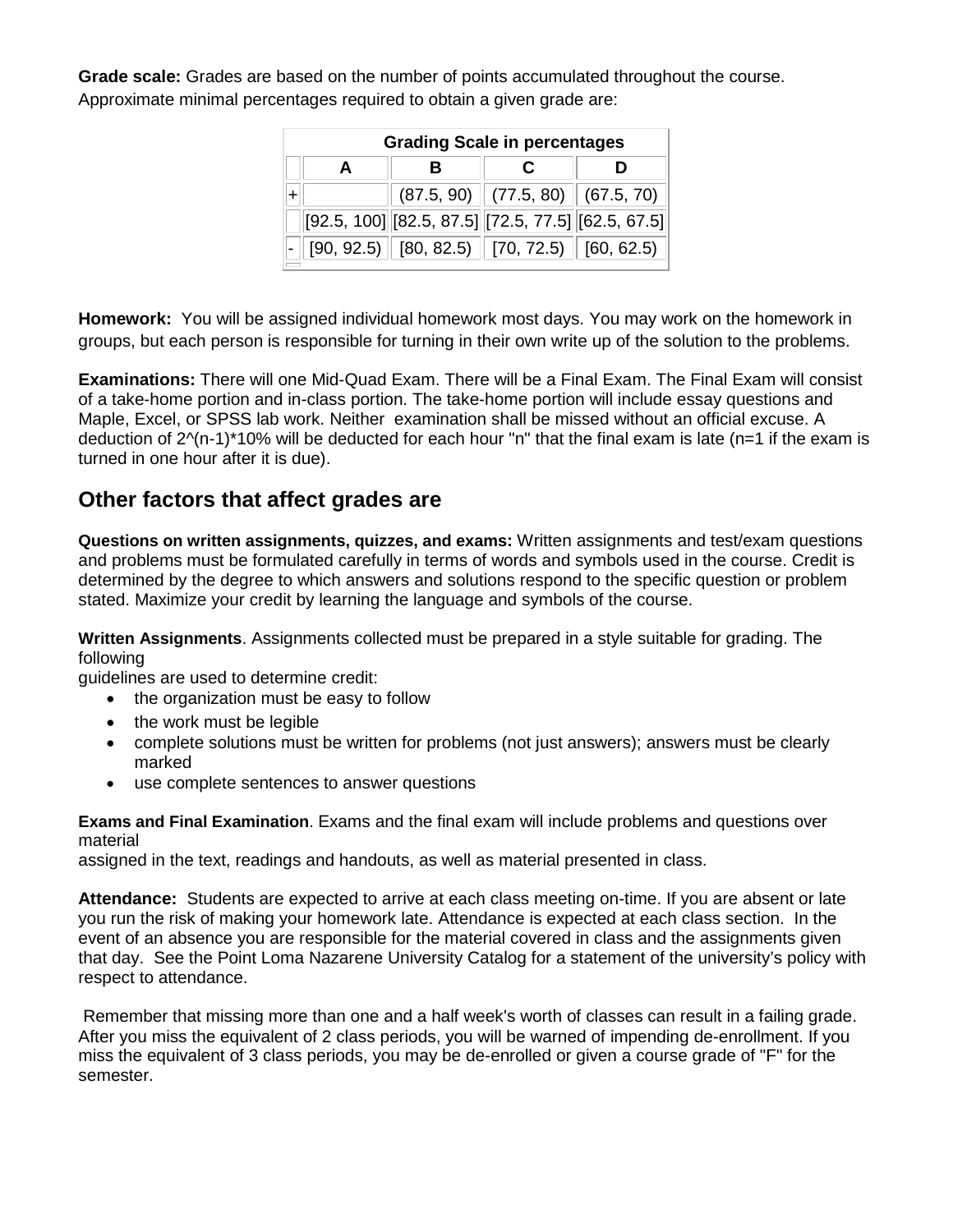**Grade scale:** Grades are based on the number of points accumulated throughout the course. Approximate minimal percentages required to obtain a given grade are:

| Grading Scale in percentages | | | | |
|---|---|---|---|---|
| | A | B | C | D |
| + | | (87.5, 90) | (77.5, 80) | (67.5, 70) |
| | [92.5, 100] | [82.5, 87.5] | [72.5, 77.5] | [62.5, 67.5] |
| - | [90, 92.5) | [80, 82.5) | [70, 72.5) | [60, 62.5) |

**Homework:** You will be assigned individual homework most days. You may work on the homework in groups, but each person is responsible for turning in their own write up of the solution to the problems.

**Examinations:** There will one Mid-Quad Exam. There will be a Final Exam. The Final Exam will consist of a take-home portion and in-class portion. The take-home portion will include essay questions and Maple, Excel, or SPSS lab work. Neither examination shall be missed without an official excuse. A deduction of 2^(n-1)*10% will be deducted for each hour "n" that the final exam is late (n=1 if the exam is turned in one hour after it is due).

## Other factors that affect grades are

**Questions on written assignments, quizzes, and exams:** Written assignments and test/exam questions and problems must be formulated carefully in terms of words and symbols used in the course. Credit is determined by the degree to which answers and solutions respond to the specific question or problem stated. Maximize your credit by learning the language and symbols of the course.

**Written Assignments**. Assignments collected must be prepared in a style suitable for grading. The following guidelines are used to determine credit:

- the organization must be easy to follow
- the work must be legible
- complete solutions must be written for problems (not just answers); answers must be clearly marked
- use complete sentences to answer questions

**Exams and Final Examination**. Exams and the final exam will include problems and questions over material assigned in the text, readings and handouts, as well as material presented in class.

**Attendance:** Students are expected to arrive at each class meeting on-time. If you are absent or late you run the risk of making your homework late. Attendance is expected at each class section. In the event of an absence you are responsible for the material covered in class and the assignments given that day. See the Point Loma Nazarene University Catalog for a statement of the university's policy with respect to attendance.

Remember that missing more than one and a half week's worth of classes can result in a failing grade. After you miss the equivalent of 2 class periods, you will be warned of impending de-enrollment. If you miss the equivalent of 3 class periods, you may be de-enrolled or given a course grade of "F" for the semester.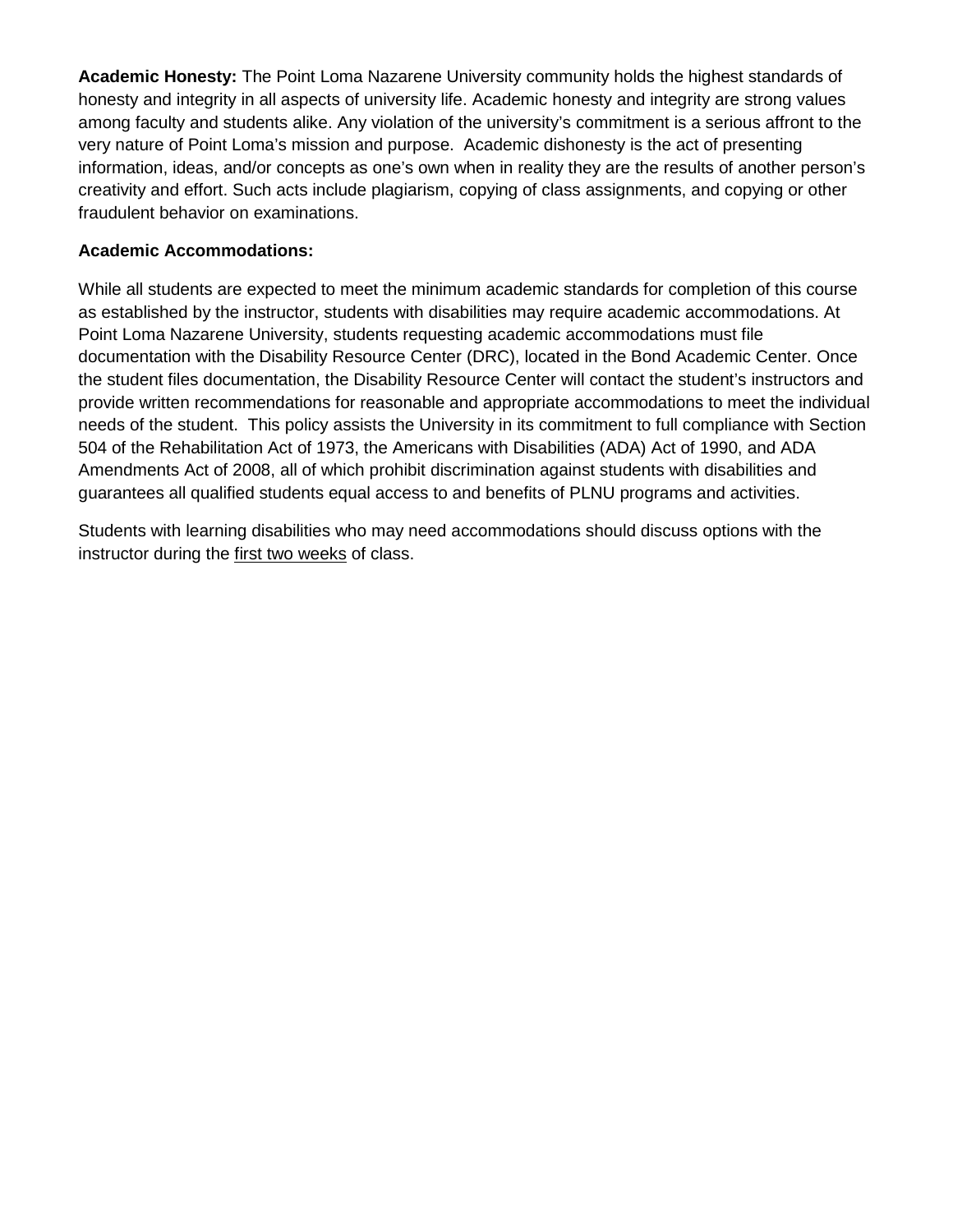**Academic Honesty:** The Point Loma Nazarene University community holds the highest standards of honesty and integrity in all aspects of university life. Academic honesty and integrity are strong values among faculty and students alike. Any violation of the university's commitment is a serious affront to the very nature of Point Loma's mission and purpose. Academic dishonesty is the act of presenting information, ideas, and/or concepts as one's own when in reality they are the results of another person's creativity and effort. Such acts include plagiarism, copying of class assignments, and copying or other fraudulent behavior on examinations.

**Academic Accommodations:**

While all students are expected to meet the minimum academic standards for completion of this course as established by the instructor, students with disabilities may require academic accommodations. At Point Loma Nazarene University, students requesting academic accommodations must file documentation with the Disability Resource Center (DRC), located in the Bond Academic Center. Once the student files documentation, the Disability Resource Center will contact the student's instructors and provide written recommendations for reasonable and appropriate accommodations to meet the individual needs of the student. This policy assists the University in its commitment to full compliance with Section 504 of the Rehabilitation Act of 1973, the Americans with Disabilities (ADA) Act of 1990, and ADA Amendments Act of 2008, all of which prohibit discrimination against students with disabilities and guarantees all qualified students equal access to and benefits of PLNU programs and activities.

Students with learning disabilities who may need accommodations should discuss options with the instructor during the first two weeks of class.